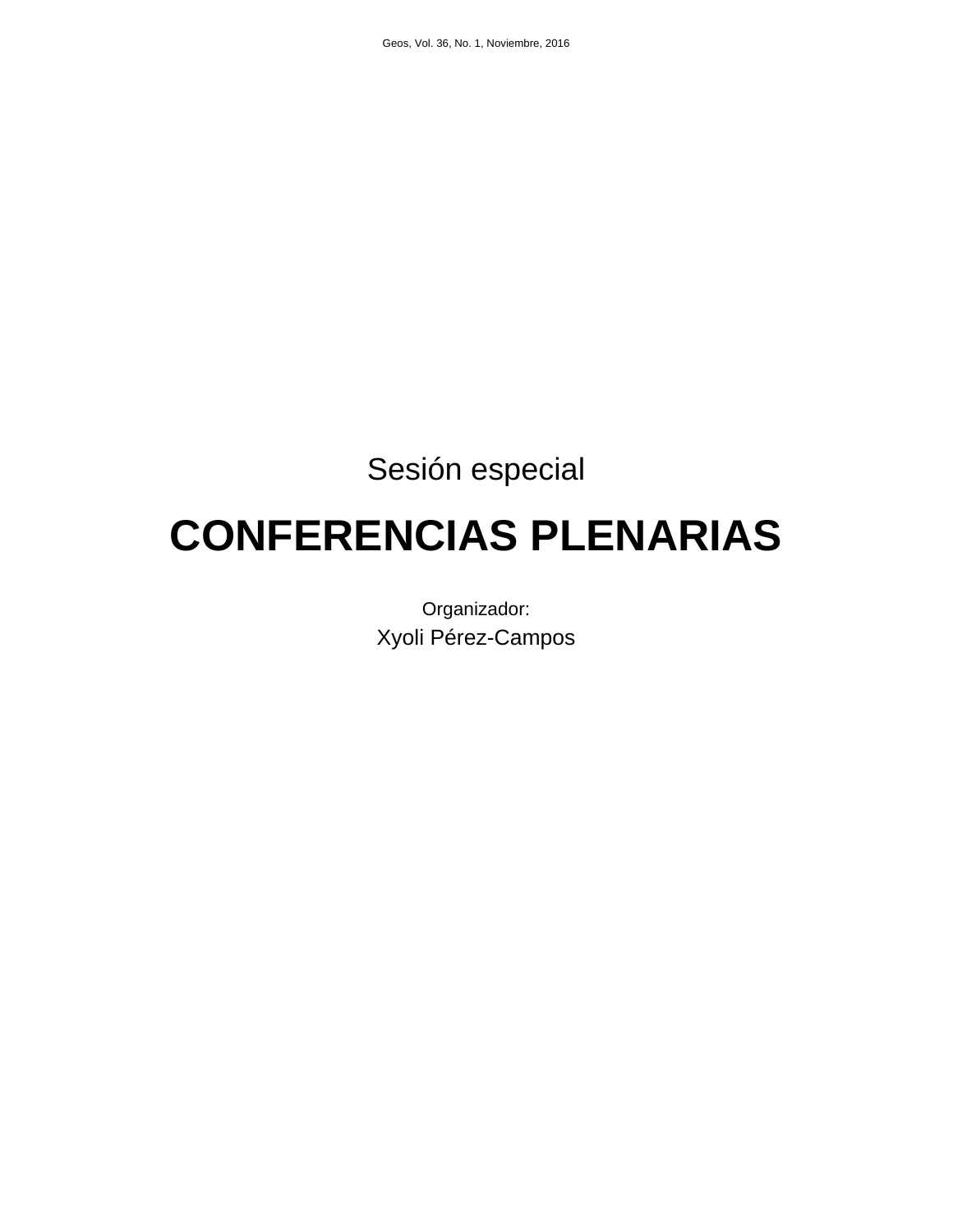Sesión especial

# CONFERENCIAS PLENARIAS

Organizador:

Xyoli Pérez-Campos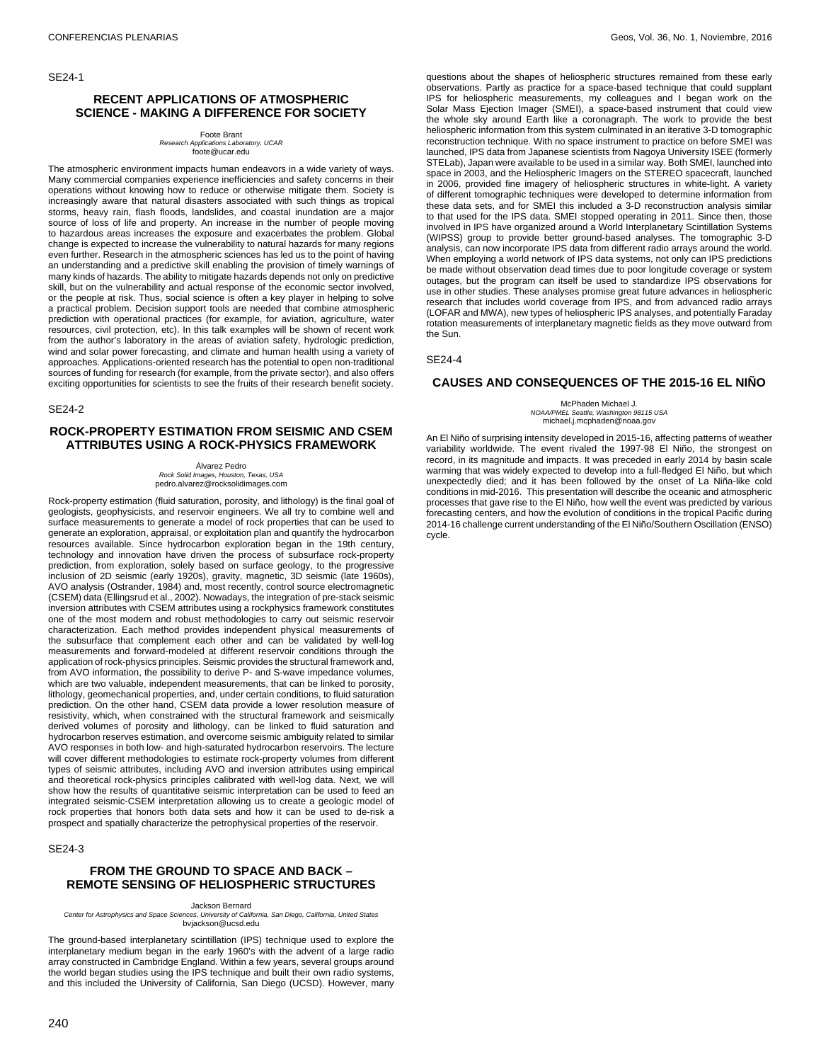SE24-1

## RECENT APPLICATIONS OF ATMOSPHERIC SCIENCE - MAKING A DIFFERENCE FOR SOCIETY

Foote Brant
*Research Applications Laboratory, UCAR*
foote@ucar.edu

The atmospheric environment impacts human endeavors in a wide variety of ways. Many commercial companies experience inefficiencies and safety concerns in their operations without knowing how to reduce or otherwise mitigate them. Society is increasingly aware that natural disasters associated with such things as tropical storms, heavy rain, flash floods, landslides, and coastal inundation are a major source of loss of life and property. An increase in the number of people moving to hazardous areas increases the exposure and exacerbates the problem. Global change is expected to increase the vulnerability to natural hazards for many regions even further. Research in the atmospheric sciences has led us to the point of having an understanding and a predictive skill enabling the provision of timely warnings of many kinds of hazards. The ability to mitigate hazards depends not only on predictive skill, but on the vulnerability and actual response of the economic sector involved, or the people at risk. Thus, social science is often a key player in helping to solve a practical problem. Decision support tools are needed that combine atmospheric prediction with operational practices (for example, for aviation, agriculture, water resources, civil protection, etc). In this talk examples will be shown of recent work from the author's laboratory in the areas of aviation safety, hydrologic prediction, wind and solar power forecasting, and climate and human health using a variety of approaches. Applications-oriented research has the potential to open non-traditional sources of funding for research (for example, from the private sector), and also offers exciting opportunities for scientists to see the fruits of their research benefit society.

SE24-2

## ROCK-PROPERTY ESTIMATION FROM SEISMIC AND CSEM ATTRIBUTES USING A ROCK-PHYSICS FRAMEWORK

Álvarez Pedro
*Rock Solid Images, Houston, Texas, USA*
pedro.alvarez@rocksolidimages.com

Rock-property estimation (fluid saturation, porosity, and lithology) is the final goal of geologists, geophysicists, and reservoir engineers. We all try to combine well and surface measurements to generate a model of rock properties that can be used to generate an exploration, appraisal, or exploitation plan and quantify the hydrocarbon resources available. Since hydrocarbon exploration began in the 19th century, technology and innovation have driven the process of subsurface rock-property prediction, from exploration, solely based on surface geology, to the progressive inclusion of 2D seismic (early 1920s), gravity, magnetic, 3D seismic (late 1960s), AVO analysis (Ostrander, 1984) and, most recently, control source electromagnetic (CSEM) data (Ellingsrud et al., 2002). Nowadays, the integration of pre-stack seismic inversion attributes with CSEM attributes using a rockphysics framework constitutes one of the most modern and robust methodologies to carry out seismic reservoir characterization. Each method provides independent physical measurements of the subsurface that complement each other and can be validated by well-log measurements and forward-modeled at different reservoir conditions through the application of rock-physics principles. Seismic provides the structural framework and, from AVO information, the possibility to derive P- and S-wave impedance volumes, which are two valuable, independent measurements, that can be linked to porosity, lithology, geomechanical properties, and, under certain conditions, to fluid saturation prediction. On the other hand, CSEM data provide a lower resolution measure of resistivity, which, when constrained with the structural framework and seismically derived volumes of porosity and lithology, can be linked to fluid saturation and hydrocarbon reserves estimation, and overcome seismic ambiguity related to similar AVO responses in both low- and high-saturated hydrocarbon reservoirs. The lecture will cover different methodologies to estimate rock-property volumes from different types of seismic attributes, including AVO and inversion attributes using empirical and theoretical rock-physics principles calibrated with well-log data. Next, we will show how the results of quantitative seismic interpretation can be used to feed an integrated seismic-CSEM interpretation allowing us to create a geologic model of rock properties that honors both data sets and how it can be used to de-risk a prospect and spatially characterize the petrophysical properties of the reservoir.

SE24-3

## FROM THE GROUND TO SPACE AND BACK – REMOTE SENSING OF HELIOSPHERIC STRUCTURES

Jackson Bernard
*Center for Astrophysics and Space Sciences, University of California, San Diego, California, United States*
bvjackson@ucsd.edu

The ground-based interplanetary scintillation (IPS) technique used to explore the interplanetary medium began in the early 1960's with the advent of a large radio array constructed in Cambridge England. Within a few years, several groups around the world began studies using the IPS technique and built their own radio systems, and this included the University of California, San Diego (UCSD). However, many questions about the shapes of heliospheric structures remained from these early observations. Partly as practice for a space-based technique that could supplant IPS for heliospheric measurements, my colleagues and I began work on the Solar Mass Ejection Imager (SMEI), a space-based instrument that could view the whole sky around Earth like a coronagraph. The work to provide the best heliospheric information from this system culminated in an iterative 3-D tomographic reconstruction technique. With no space instrument to practice on before SMEI was launched, IPS data from Japanese scientists from Nagoya University ISEE (formerly STELab), Japan were available to be used in a similar way. Both SMEI, launched into space in 2003, and the Heliospheric Imagers on the STEREO spacecraft, launched in 2006, provided fine imagery of heliospheric structures in white-light. A variety of different tomographic techniques were developed to determine information from these data sets, and for SMEI this included a 3-D reconstruction analysis similar to that used for the IPS data. SMEI stopped operating in 2011. Since then, those involved in IPS have organized around a World Interplanetary Scintillation Systems (WIPSS) group to provide better ground-based analyses. The tomographic 3-D analysis, can now incorporate IPS data from different radio arrays around the world. When employing a world network of IPS data systems, not only can IPS predictions be made without observation dead times due to poor longitude coverage or system outages, but the program can itself be used to standardize IPS observations for use in other studies. These analyses promise great future advances in heliospheric research that includes world coverage from IPS, and from advanced radio arrays (LOFAR and MWA), new types of heliospheric IPS analyses, and potentially Faraday rotation measurements of interplanetary magnetic fields as they move outward from the Sun.

SE24-4

## CAUSES AND CONSEQUENCES OF THE 2015-16 EL NIÑO

McPhaden Michael J.
*NOAA/PMEL Seattle, Washington 98115 USA*
michael.j.mcphaden@noaa.gov

An El Niño of surprising intensity developed in 2015-16, affecting patterns of weather variability worldwide. The event rivaled the 1997-98 El Niño, the strongest on record, in its magnitude and impacts. It was preceded in early 2014 by basin scale warming that was widely expected to develop into a full-fledged El Niño, but which unexpectedly died; and it has been followed by the onset of La Niña-like cold conditions in mid-2016. This presentation will describe the oceanic and atmospheric processes that gave rise to the El Niño, how well the event was predicted by various forecasting centers, and how the evolution of conditions in the tropical Pacific during 2014-16 challenge current understanding of the El Niño/Southern Oscillation (ENSO) cycle.